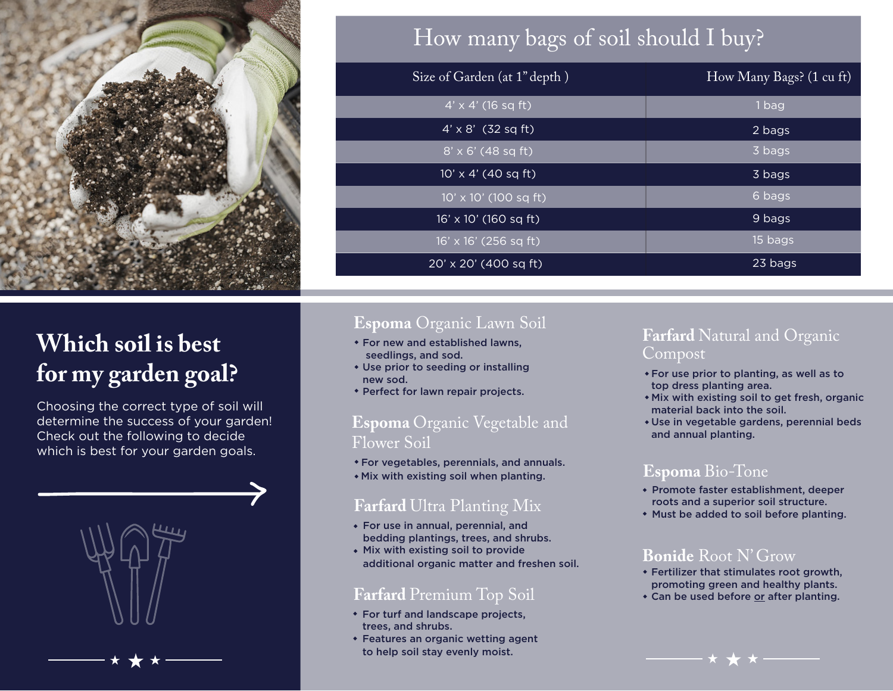# How many bags of soil should I buy?

| Size of Garden (at 1" depth ) | How Many Bags? (1 cu ft) |
|---|---|
| 4' x 4' (16 sq ft) | 1 bag |
| 4' x 8' (32 sq ft) | 2 bags |
| 8' x 6' (48 sq ft) | 3 bags |
| 10' x 4' (40 sq ft) | 3 bags |
| 10' x 10' (100 sq ft) | 6 bags |
| 16' x 10' (160 sq ft) | 9 bags |
| 16' x 16' (256 sq ft) | 15 bags |
| 20' x 20' (400 sq ft) | 23 bags |

## Which soil is best for my garden goal?

Choosing the correct type of soil will determine the success of your garden! Check out the following to decide which is best for your garden goals.

### **Espoma** Organic Lawn Soil

- For new and established lawns, seedlings, and sod.
- Use prior to seeding or installing new sod.
- Perfect for lawn repair projects.

### **Espoma** Organic Vegetable and Flower Soil

- For vegetables, perennials, and annuals.
- Mix with existing soil when planting.

### **Farfard** Ultra Planting Mix

- For use in annual, perennial, and bedding plantings, trees, and shrubs.
- Mix with existing soil to provide additional organic matter and freshen soil.

### **Farfard** Premium Top Soil

- For turf and landscape projects, trees, and shrubs.
- Features an organic wetting agent to help soil stay evenly moist.

### **Farfard** Natural and Organic Compost

- For use prior to planting, as well as to top dress planting area.
- Mix with existing soil to get fresh, organic material back into the soil.
- Use in vegetable gardens, perennial beds and annual planting.

### **Espoma** Bio-Tone

- Promote faster establishment, deeper roots and a superior soil structure.
- Must be added to soil before planting.

### **Bonide** Root N' Grow

- Fertilizer that stimulates root growth, promoting green and healthy plants.
- Can be used before or after planting.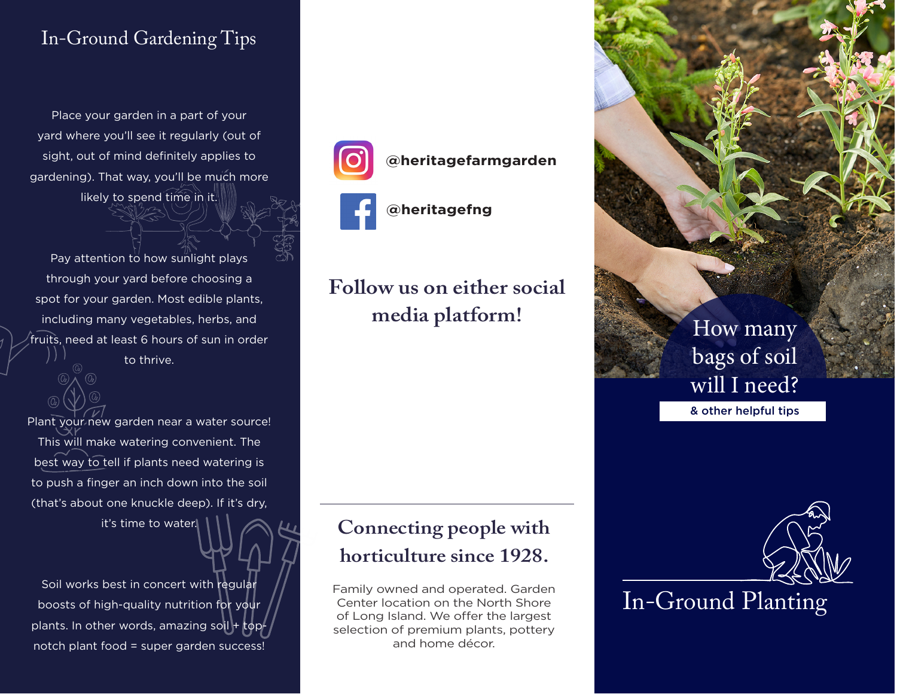## In-Ground Gardening Tips

Place your garden in a part of your yard where you'll see it regularly (out of sight, out of mind definitely applies to gardening). That way, you'll be much more likely to spend time in it.

Pay attention to how sunlight plays through your yard before choosing a spot for your garden. Most edible plants, including many vegetables, herbs, and fruits, need at least 6 hours of sun in order to thrive.

Plant your new garden near a water source! This will make watering convenient. The best way to tell if plants need watering is to push a finger an inch down into the soil (that's about one knuckle deep). If it's dry, it's time to water.

Soil works best in concert with regular boosts of high-nutrition for your plants. In other words, amazing soil + top-notch plant food = super garden success!

**@heritagefarmgarden**

**@heritagefng**

## Follow us on either social media platform!

## Connecting people with horticulture since 1928.

Family owned and operated. Garden Center location on the North Shore of Long Island. We offer the largest selection of premium plants, pottery and home décor.

## How many bags of soil will I need?

& other helpful tips

# In-Ground Planting